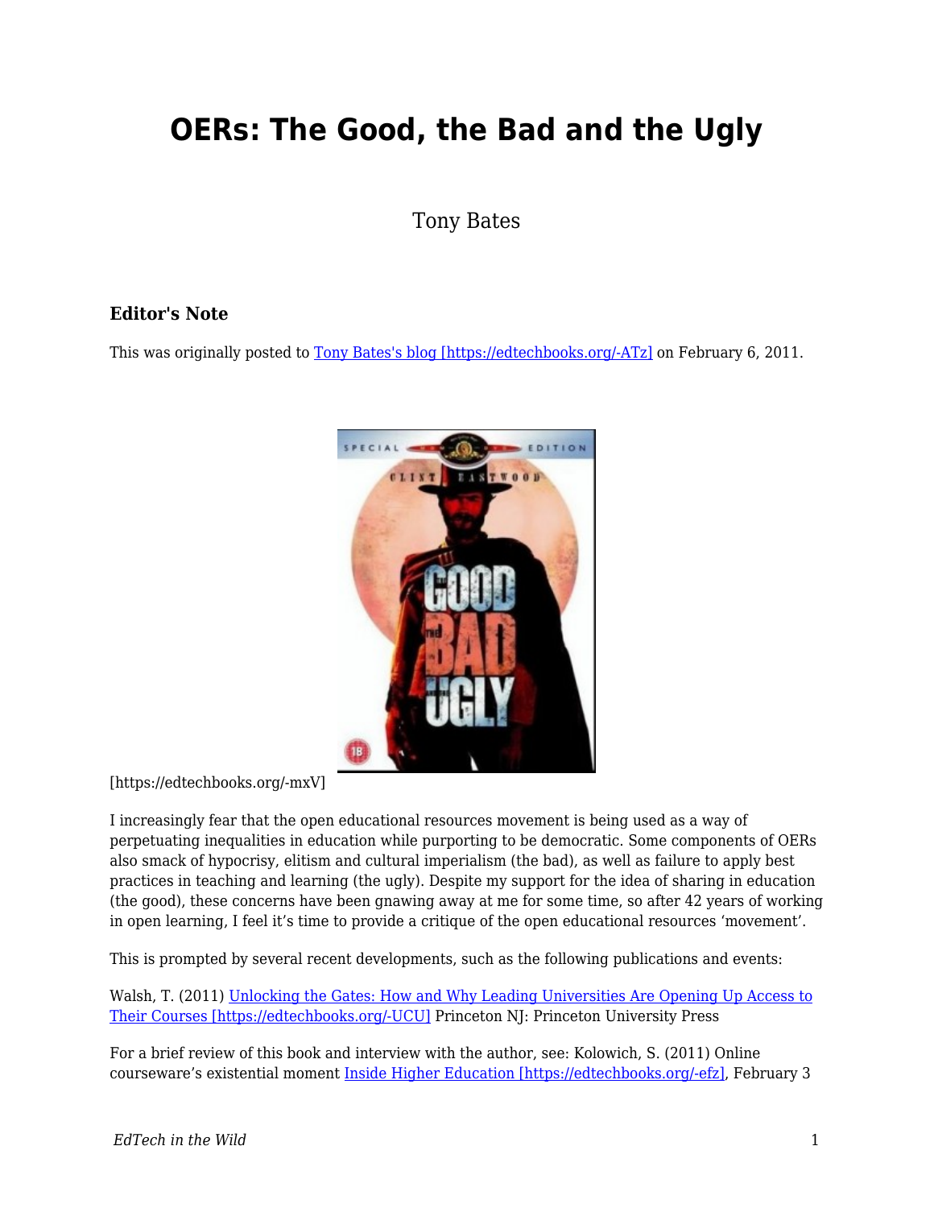# OERs: The Good, the Bad and the Ugly

Tony Bates

### Editor's Note

This was originally posted to [Tony Bates's blog [https://edtechbooks.org/-ATz]](https://edtechbooks.org/-ATz) on February 6, 2011.

[https://edtechbooks.org/-mxV]

I increasingly fear that the open educational resources movement is being used as a way of perpetuating inequalities in education while purporting to be democratic. Some components of OERs also smack of hypocrisy, elitism and cultural imperialism (the bad), as well as failure to apply best practices in teaching and learning (the ugly). Despite my support for the idea of sharing in education (the good), these concerns have been gnawing away at me for some time, so after 42 years of working in open learning, I feel it's time to provide a critique of the open educational resources 'movement'.

This is prompted by several recent developments, such as the following publications and events:

Walsh, T. (2011) [Unlocking the Gates: How and Why Leading Universities Are Opening Up Access to Their Courses [https://edtechbooks.org/-UCU]](https://edtechbooks.org/-UCU) Princeton NJ: Princeton University Press

For a brief review of this book and interview with the author, see: Kolowich, S. (2011) Online courseware's existential moment [Inside Higher Education [https://edtechbooks.org/-efz]](https://edtechbooks.org/-efz), February 3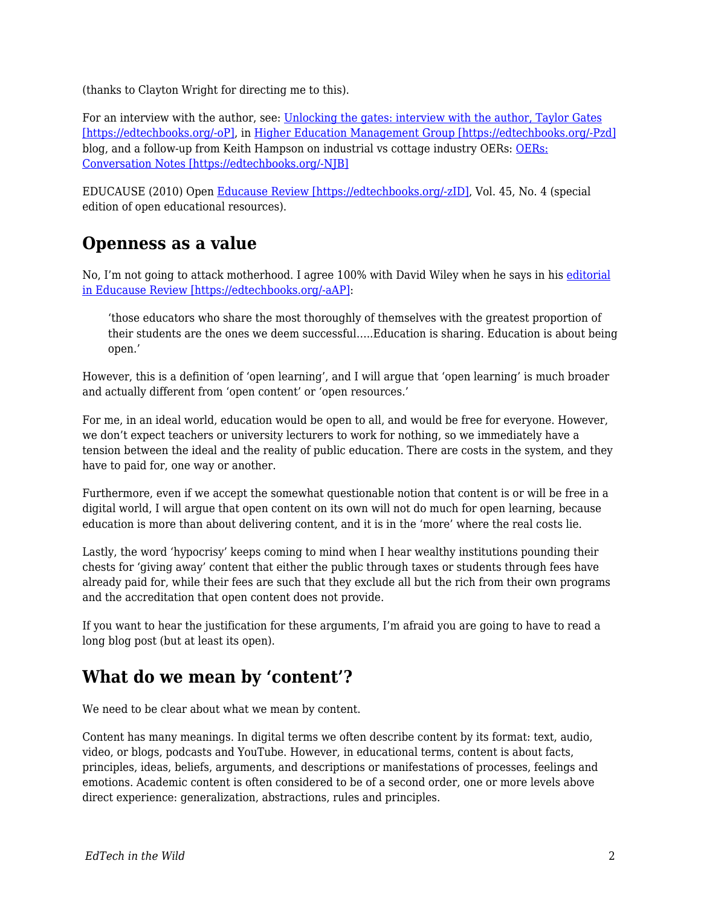(thanks to Clayton Wright for directing me to this).

For an interview with the author, see: [Unlocking the gates: interview with the author, Taylor Gates [https://edtechbooks.org/-oP]](https://edtechbooks.org/-oP), in [Higher Education Management Group [https://edtechbooks.org/-Pzd]](https://edtechbooks.org/-Pzd) blog, and a follow-up from Keith Hampson on industrial vs cottage industry OERs: [OERs: Conversation Notes [https://edtechbooks.org/-NJB]](https://edtechbooks.org/-NJB)

EDUCAUSE (2010) Open [Educause Review [https://edtechbooks.org/-zID]](https://edtechbooks.org/-zID), Vol. 45, No. 4 (special edition of open educational resources).

## Openness as a value

No, I'm not going to attack motherhood. I agree 100% with David Wiley when he says in his [editorial in Educause Review [https://edtechbooks.org/-aAP]](https://edtechbooks.org/-aAP):

> 'those educators who share the most thoroughly of themselves with the greatest proportion of their students are the ones we deem successful…..Education is sharing. Education is about being open.'

However, this is a definition of 'open learning', and I will argue that 'open learning' is much broader and actually different from 'open content' or 'open resources.'

For me, in an ideal world, education would be open to all, and would be free for everyone. However, we don't expect teachers or university lecturers to work for nothing, so we immediately have a tension between the ideal and the reality of public education. There are costs in the system, and they have to paid for, one way or another.

Furthermore, even if we accept the somewhat questionable notion that content is or will be free in a digital world, I will argue that open content on its own will not do much for open learning, because education is more than about delivering content, and it is in the 'more' where the real costs lie.

Lastly, the word 'hypocrisy' keeps coming to mind when I hear wealthy institutions pounding their chests for 'giving away' content that either the public through taxes or students through fees have already paid for, while their fees are such that they exclude all but the rich from their own programs and the accreditation that open content does not provide.

If you want to hear the justification for these arguments, I'm afraid you are going to have to read a long blog post (but at least its open).

## What do we mean by 'content'?

We need to be clear about what we mean by content.

Content has many meanings. In digital terms we often describe content by its format: text, audio, video, or blogs, podcasts and YouTube. However, in educational terms, content is about facts, principles, ideas, beliefs, arguments, and descriptions or manifestations of processes, feelings and emotions. Academic content is often considered to be of a second order, one or more levels above direct experience: generalization, abstractions, rules and principles.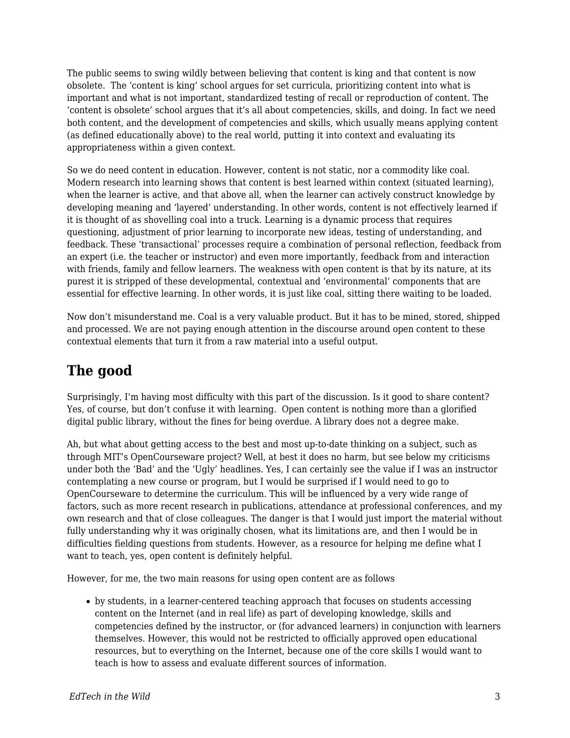The public seems to swing wildly between believing that content is king and that content is now obsolete.  The 'content is king' school argues for set curricula, prioritizing content into what is important and what is not important, standardized testing of recall or reproduction of content. The 'content is obsolete' school argues that it's all about competencies, skills, and doing. In fact we need both content, and the development of competencies and skills, which usually means applying content (as defined educationally above) to the real world, putting it into context and evaluating its appropriateness within a given context.

So we do need content in education. However, content is not static, nor a commodity like coal. Modern research into learning shows that content is best learned within context (situated learning), when the learner is active, and that above all, when the learner can actively construct knowledge by developing meaning and 'layered' understanding. In other words, content is not effectively learned if it is thought of as shovelling coal into a truck. Learning is a dynamic process that requires questioning, adjustment of prior learning to incorporate new ideas, testing of understanding, and feedback. These 'transactional' processes require a combination of personal reflection, feedback from an expert (i.e. the teacher or instructor) and even more importantly, feedback from and interaction with friends, family and fellow learners. The weakness with open content is that by its nature, at its purest it is stripped of these developmental, contextual and 'environmental' components that are essential for effective learning. In other words, it is just like coal, sitting there waiting to be loaded.

Now don't misunderstand me. Coal is a very valuable product. But it has to be mined, stored, shipped and processed. We are not paying enough attention in the discourse around open content to these contextual elements that turn it from a raw material into a useful output.

## The good

Surprisingly, I'm having most difficulty with this part of the discussion. Is it good to share content? Yes, of course, but don't confuse it with learning.  Open content is nothing more than a glorified digital public library, without the fines for being overdue. A library does not a degree make.

Ah, but what about getting access to the best and most up-to-date thinking on a subject, such as through MIT's OpenCourseware project? Well, at best it does no harm, but see below my criticisms under both the 'Bad' and the 'Ugly' headlines. Yes, I can certainly see the value if I was an instructor contemplating a new course or program, but I would be surprised if I would need to go to OpenCourseware to determine the curriculum. This will be influenced by a very wide range of factors, such as more recent research in publications, attendance at professional conferences, and my own research and that of close colleagues. The danger is that I would just import the material without fully understanding why it was originally chosen, what its limitations are, and then I would be in difficulties fielding questions from students. However, as a resource for helping me define what I want to teach, yes, open content is definitely helpful.

However, for me, the two main reasons for using open content are as follows

- by students, in a learner-centered teaching approach that focuses on students accessing content on the Internet (and in real life) as part of developing knowledge, skills and competencies defined by the instructor, or (for advanced learners) in conjunction with learners themselves. However, this would not be restricted to officially approved open educational resources, but to everything on the Internet, because one of the core skills I would want to teach is how to assess and evaluate different sources of information.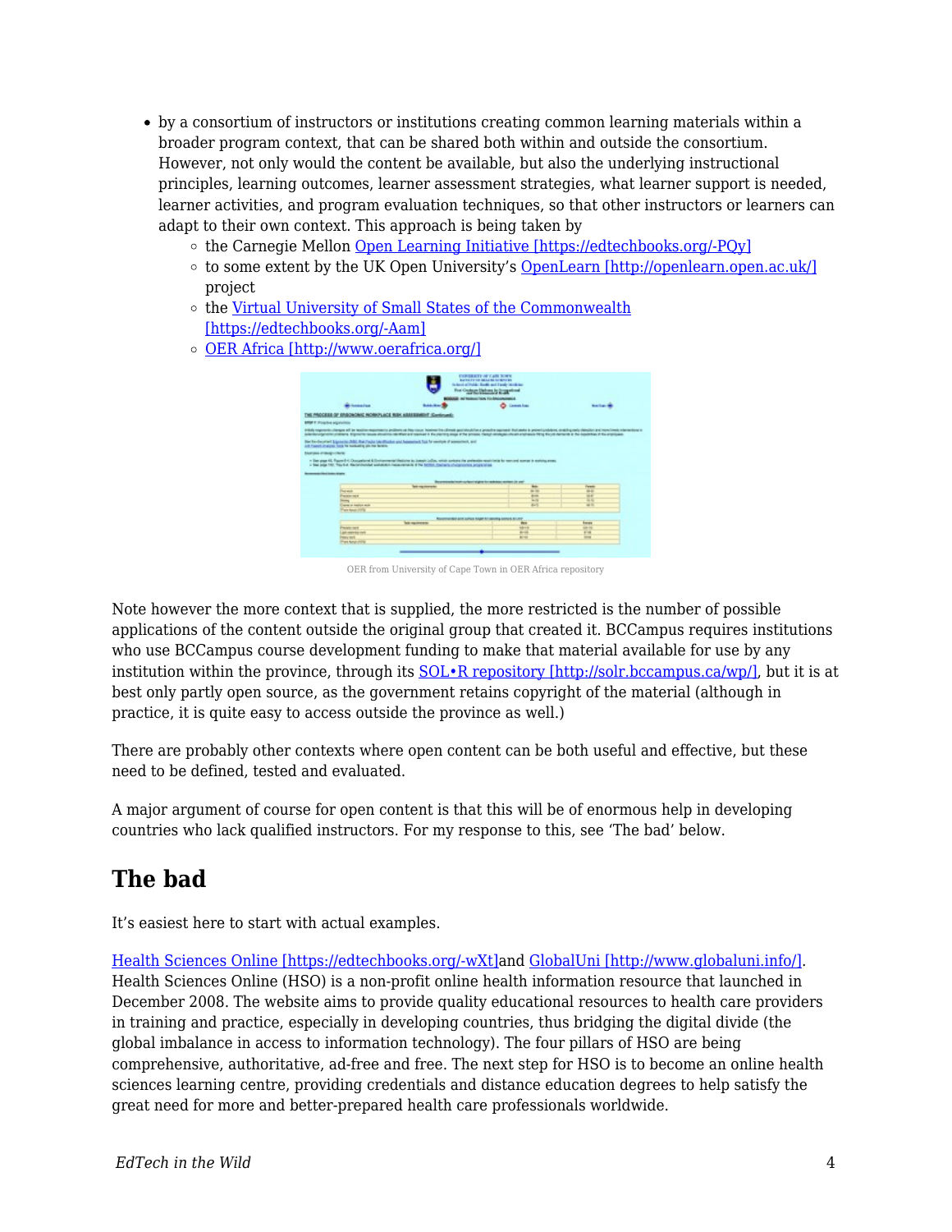- by a consortium of instructors or institutions creating common learning materials within a broader program context, that can be shared both within and outside the consortium. However, not only would the content be available, but also the underlying instructional principles, learning outcomes, learner assessment strategies, what learner support is needed, learner activities, and program evaluation techniques, so that other instructors or learners can adapt to their own context. This approach is being taken by
  - the Carnegie Mellon Open Learning Initiative [https://edtechbooks.org/-PQy]
  - to some extent by the UK Open University's OpenLearn [http://openlearn.open.ac.uk/] project
  - the Virtual University of Small States of the Commonwealth [https://edtechbooks.org/-Aam]
  - OER Africa [http://www.oerafrica.org/]

OER from University of Cape Town in OER Africa repository

Note however the more context that is supplied, the more restricted is the number of possible applications of the content outside the original group that created it. BCCampus requires institutions who use BCCampus course development funding to make that material available for use by any institution within the province, through its SOL•R repository [http://solr.bccampus.ca/wp/], but it is at best only partly open source, as the government retains copyright of the material (although in practice, it is quite easy to access outside the province as well.)

There are probably other contexts where open content can be both useful and effective, but these need to be defined, tested and evaluated.

A major argument of course for open content is that this will be of enormous help in developing countries who lack qualified instructors. For my response to this, see 'The bad' below.

## The bad

It's easiest here to start with actual examples.

Health Sciences Online [https://edtechbooks.org/-wXt]and GlobalUni [http://www.globaluni.info/]. Health Sciences Online (HSO) is a non-profit online health information resource that launched in December 2008. The website aims to provide quality educational resources to health care providers in training and practice, especially in developing countries, thus bridging the digital divide (the global imbalance in access to information technology). The four pillars of HSO are being comprehensive, authoritative, ad-free and free. The next step for HSO is to become an online health sciences learning centre, providing credentials and distance education degrees to help satisfy the great need for more and better-prepared health care professionals worldwide.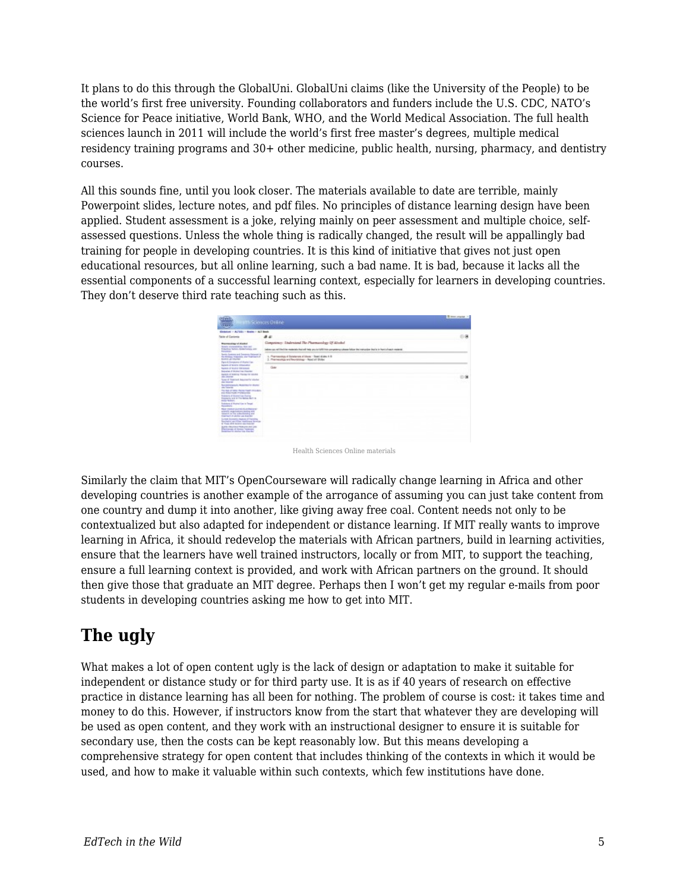It plans to do this through the GlobalUni. GlobalUni claims (like the University of the People) to be the world's first free university. Founding collaborators and funders include the U.S. CDC, NATO's Science for Peace initiative, World Bank, WHO, and the World Medical Association. The full health sciences launch in 2011 will include the world's first free master's degrees, multiple medical residency training programs and 30+ other medicine, public health, nursing, pharmacy, and dentistry courses.

All this sounds fine, until you look closer. The materials available to date are terrible, mainly Powerpoint slides, lecture notes, and pdf files. No principles of distance learning design have been applied. Student assessment is a joke, relying mainly on peer assessment and multiple choice, self-assessed questions. Unless the whole thing is radically changed, the result will be appallingly bad training for people in developing countries. It is this kind of initiative that gives not just open educational resources, but all online learning, such a bad name. It is bad, because it lacks all the essential components of a successful learning context, especially for learners in developing countries. They don't deserve third rate teaching such as this.

Health Sciences Online materials

Similarly the claim that MIT's OpenCourseware will radically change learning in Africa and other developing countries is another example of the arrogance of assuming you can just take content from one country and dump it into another, like giving away free coal. Content needs not only to be contextualized but also adapted for independent or distance learning. If MIT really wants to improve learning in Africa, it should redevelop the materials with African partners, build in learning activities, ensure that the learners have well trained instructors, locally or from MIT, to support the teaching, ensure a full learning context is provided, and work with African partners on the ground. It should then give those that graduate an MIT degree. Perhaps then I won't get my regular e-mails from poor students in developing countries asking me how to get into MIT.

## The ugly

What makes a lot of open content ugly is the lack of design or adaptation to make it suitable for independent or distance study or for third party use. It is as if 40 years of research on effective practice in distance learning has all been for nothing. The problem of course is cost: it takes time and money to do this. However, if instructors know from the start that whatever they are developing will be used as open content, and they work with an instructional designer to ensure it is suitable for secondary use, then the costs can be kept reasonably low. But this means developing a comprehensive strategy for open content that includes thinking of the contexts in which it would be used, and how to make it valuable within such contexts, which few institutions have done.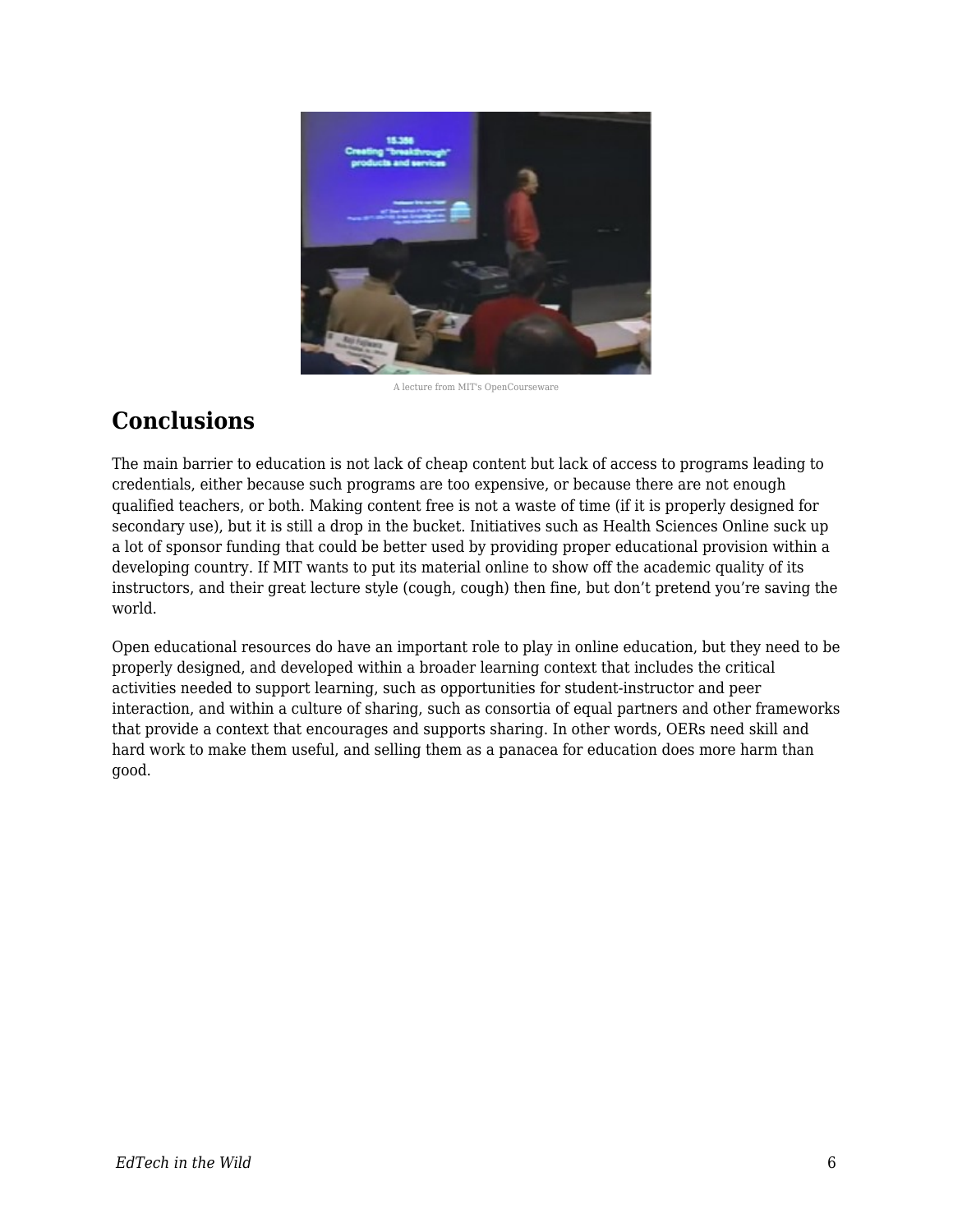A lecture from MIT's OpenCourseware

## Conclusions

The main barrier to education is not lack of cheap content but lack of access to programs leading to credentials, either because such programs are too expensive, or because there are not enough qualified teachers, or both. Making content free is not a waste of time (if it is properly designed for secondary use), but it is still a drop in the bucket. Initiatives such as Health Sciences Online suck up a lot of sponsor funding that could be better used by providing proper educational provision within a developing country. If MIT wants to put its material online to show off the academic quality of its instructors, and their great lecture style (cough, cough) then fine, but don't pretend you're saving the world.

Open educational resources do have an important role to play in online education, but they need to be properly designed, and developed within a broader learning context that includes the critical activities needed to support learning, such as opportunities for student-instructor and peer interaction, and within a culture of sharing, such as consortia of equal partners and other frameworks that provide a context that encourages and supports sharing. In other words, OERs need skill and hard work to make them useful, and selling them as a panacea for education does more harm than good.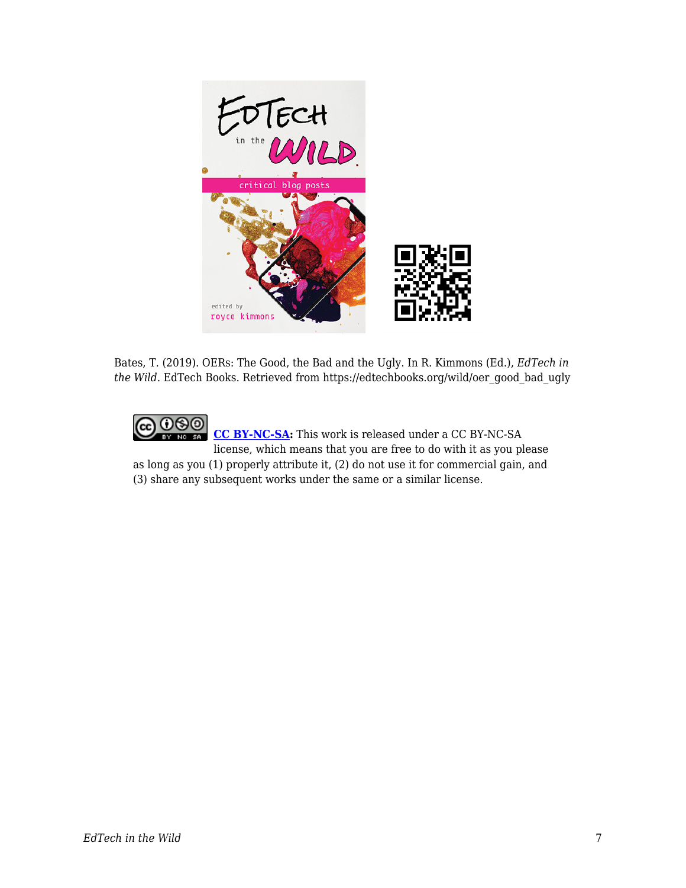Bates, T. (2019). OERs: The Good, the Bad and the Ugly. In R. Kimmons (Ed.), *EdTech in the Wild*. EdTech Books. Retrieved from https://edtechbooks.org/wild/oer_good_bad_ugly

**CC BY-NC-SA:** This work is released under a CC BY-NC-SA license, which means that you are free to do with it as you please as long as you (1) properly attribute it, (2) do not use it for commercial gain, and (3) share any subsequent works under the same or a similar license.